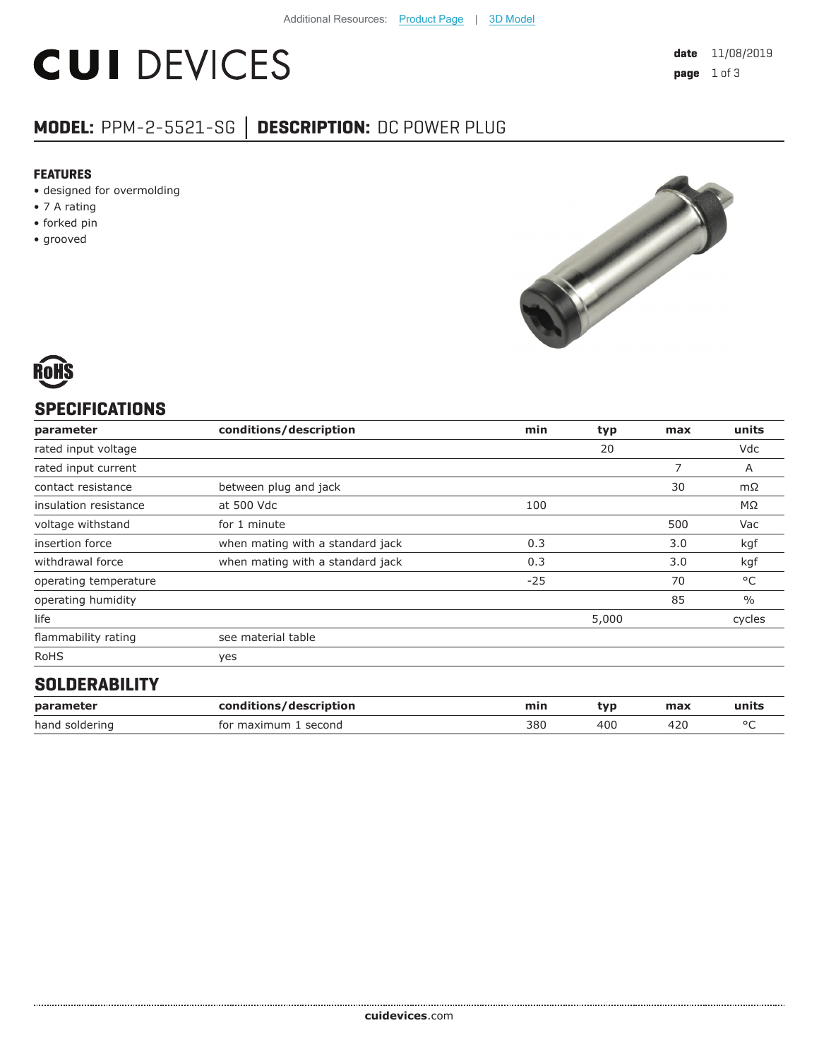Additional Resources: Product Page | 3D Model

# CUI DEVICES

**date** 11/08/2019

## MODEL: PPM-2-5521-SG | DESCRIPTION: DC POWER PLUG

### FEATURES

- designed for overmolding
- 7 A rating
- forked pin
- grooved

RoHS

## SPECIFICATIONS

| parameter | conditions/description | min | typ | max | units |
|---|---|---|---|---|---|
| rated input voltage | | | 20 | | Vdc |
| rated input current | | | | 7 | A |
| contact resistance | between plug and jack | | | 30 | mΩ |
| insulation resistance | at 500 Vdc | 100 | | | MΩ |
| voltage withstand | for 1 minute | | | 500 | Vac |
| insertion force | when mating with a standard jack | 0.3 | | 3.0 | kgf |
| withdrawal force | when mating with a standard jack | 0.3 | | 3.0 | kgf |
| operating temperature | | -25 | | 70 | °C |
| operating humidity | | | | 85 | % |
| life | | | 5,000 | | cycles |
| flammability rating | see material table | | | | |
| RoHS | yes | | | | |

## SOLDERABILITY

| parameter | conditions/description | min | typ | max | units |
|---|---|---|---|---|---|
| hand soldering | for maximum 1 second | 380 | 400 | 420 | °C |

**cuidevices**.com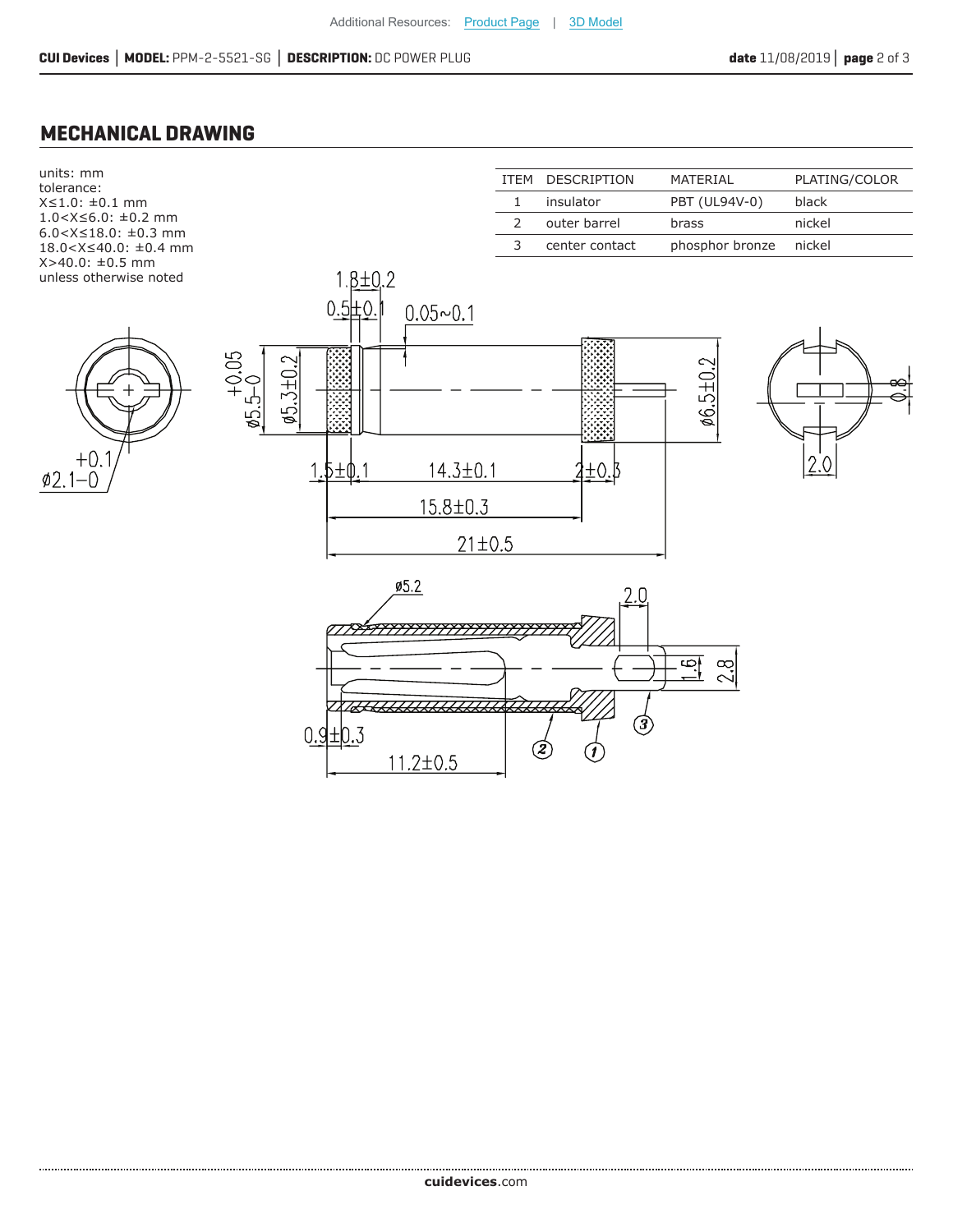## MECHANICAL DRAWING

units: mm
tolerance:
X≤1.0: ±0.1 mm
1.0<X≤6.0: ±0.2 mm
6.0<X≤18.0: ±0.3 mm
18.0<X≤40.0: ±0.4 mm
X>40.0: ±0.5 mm
unless otherwise noted

| ITEM | DESCRIPTION | MATERIAL | PLATING/COLOR |
|---|---|---|---|
| 1 | insulator | PBT (UL94V-0) | black |
| 2 | outer barrel | brass | nickel |
| 3 | center contact | phosphor bronze | nickel |

1.8±0.2
0.5±0.1
0.05~0.1
ø5.5 +0.05 −0
ø5.3±0.2
ø6.5±0.2
ø2.1 +0.1 −0
1.5±0.1
14.3±0.1
2±0.3
15.8±0.3
21±0.5
.8
2.0
ø5.2
2.0
1.6
2.8
0.9±0.3
11.2±0.5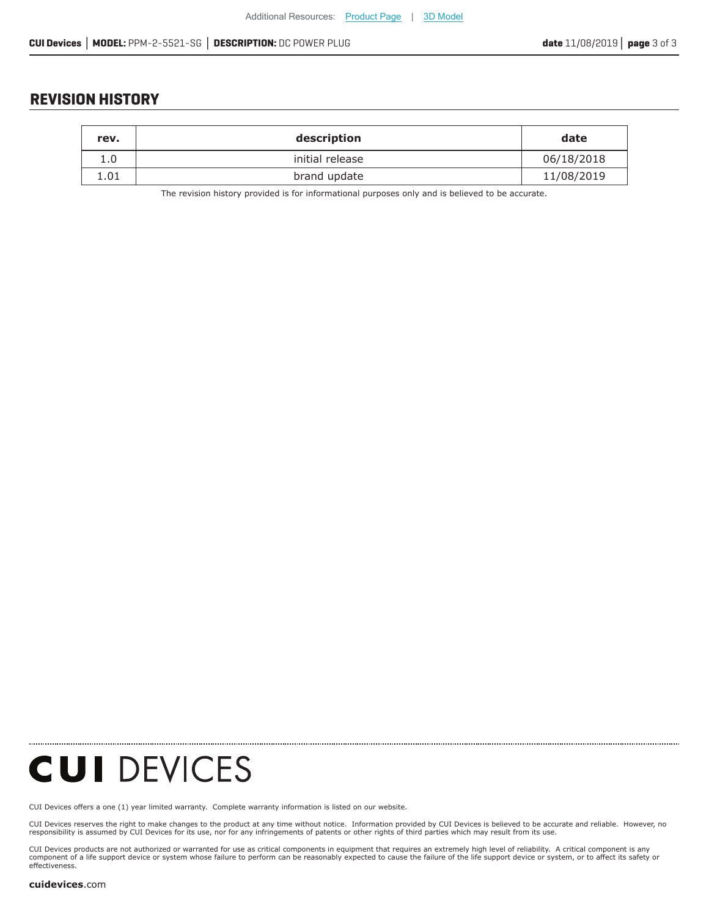## REVISION HISTORY

| rev. | description | date |
|---|---|---|
| 1.0 | initial release | 06/18/2018 |
| 1.01 | brand update | 11/08/2019 |

The revision history provided is for informational purposes only and is believed to be accurate.

CUI DEVICES

CUI Devices offers a one (1) year limited warranty. Complete warranty information is listed on our website.

CUI Devices reserves the right to make changes to the product at any time without notice. Information provided by CUI Devices is believed to be accurate and reliable. However, no responsibility is assumed by CUI Devices for its use, nor for any infringements of patents or other rights of third parties which may result from its use.

CUI Devices products are not authorized or warranted for use as critical components in equipment that requires an extremely high level of reliability. A critical component is any component of a life support device or system whose failure to perform can be reasonably expected to cause the failure of the life support device or system, or to affect its safety or effectiveness.

**cuidevices**.com